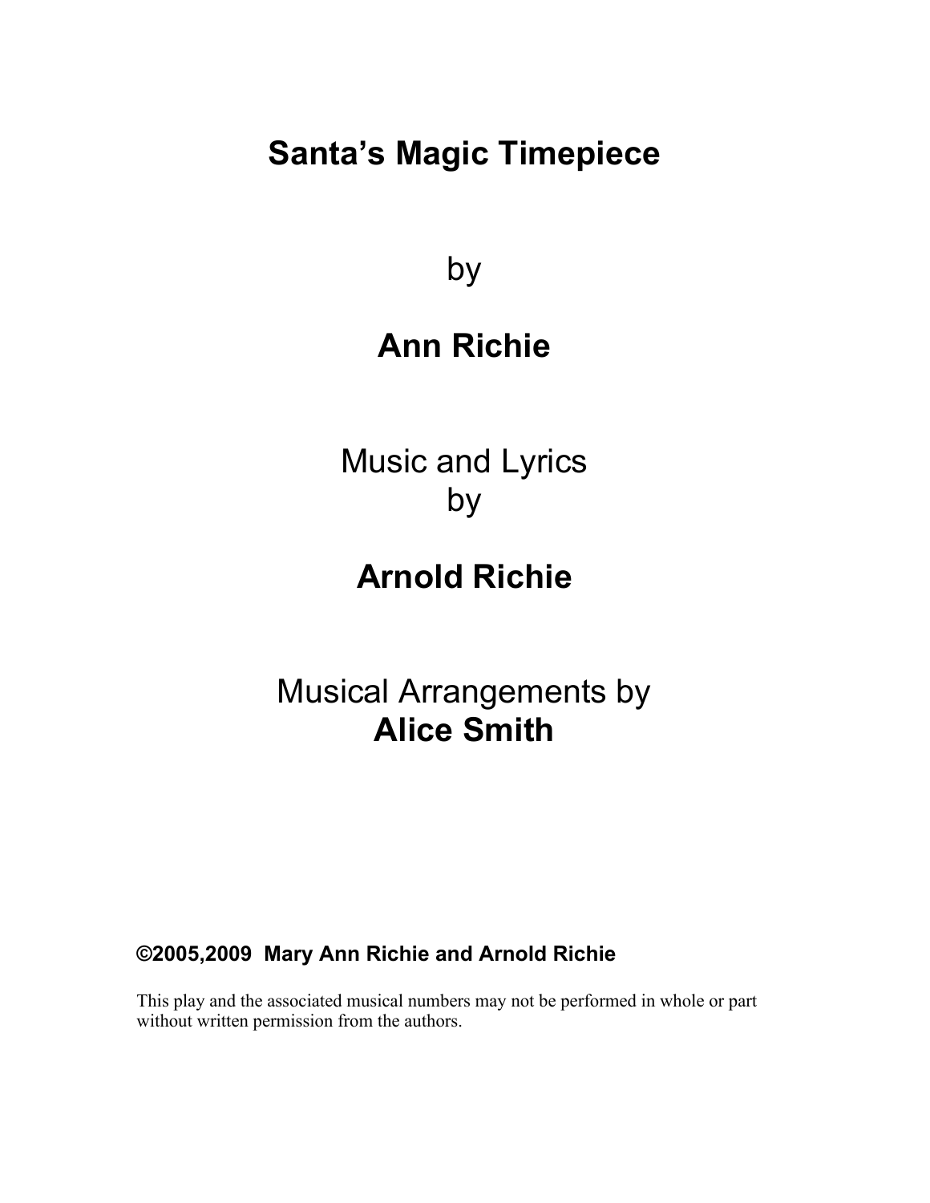# Santa's Magic Timepiece

by

## Ann Richie

Music and Lyrics
by

## Arnold Richie

Musical Arrangements by
**Alice Smith**

**©2005,2009 Mary Ann Richie and Arnold Richie**

This play and the associated musical numbers may not be performed in whole or part without written permission from the authors.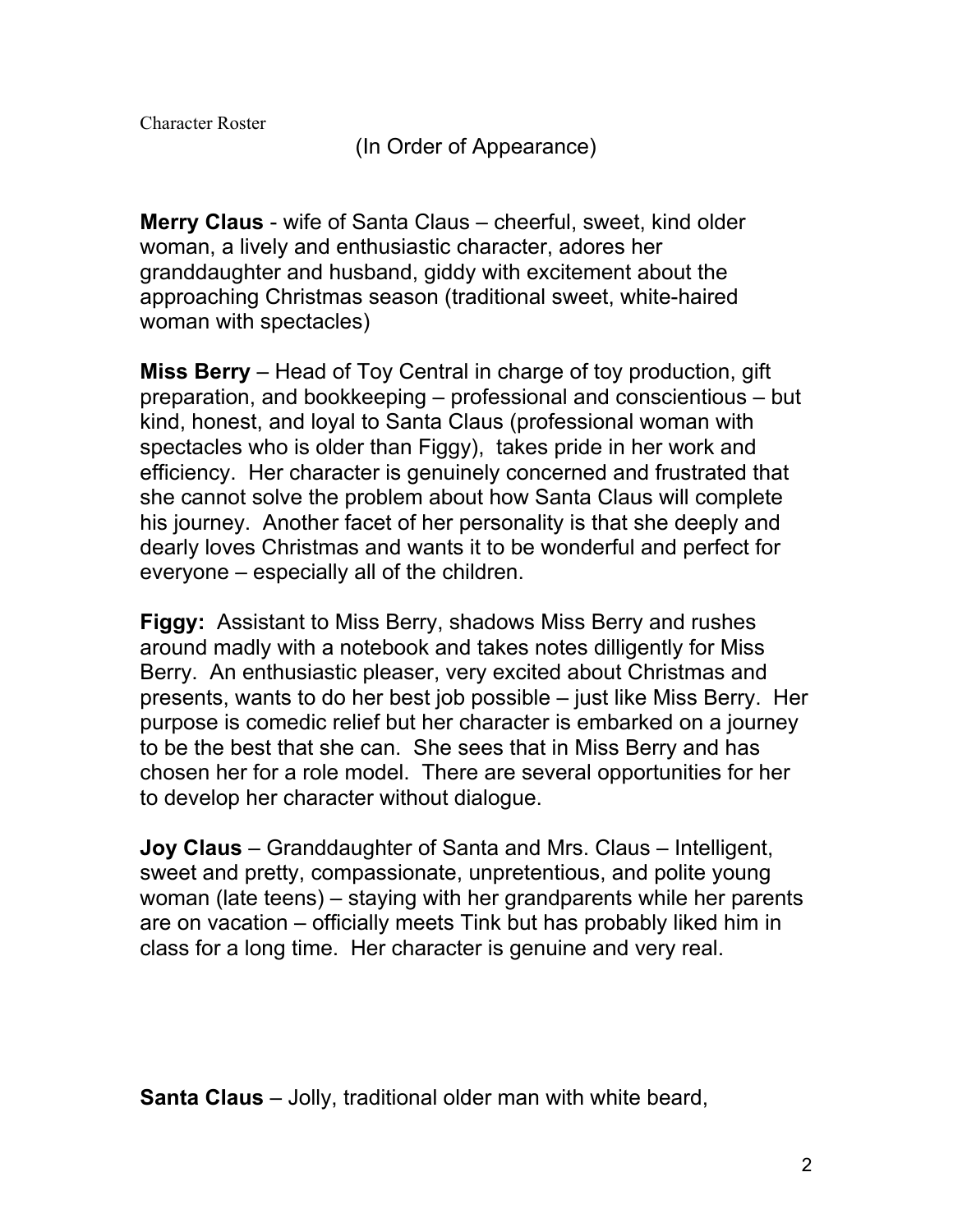Character Roster

(In Order of Appearance)

**Merry Claus** - wife of Santa Claus – cheerful, sweet, kind older woman, a lively and enthusiastic character, adores her granddaughter and husband, giddy with excitement about the approaching Christmas season (traditional sweet, white-haired woman with spectacles)

**Miss Berry** – Head of Toy Central in charge of toy production, gift preparation, and bookkeeping – professional and conscientious – but kind, honest, and loyal to Santa Claus (professional woman with spectacles who is older than Figgy), takes pride in her work and efficiency. Her character is genuinely concerned and frustrated that she cannot solve the problem about how Santa Claus will complete his journey. Another facet of her personality is that she deeply and dearly loves Christmas and wants it to be wonderful and perfect for everyone – especially all of the children.

**Figgy:** Assistant to Miss Berry, shadows Miss Berry and rushes around madly with a notebook and takes notes dilligently for Miss Berry. An enthusiastic pleaser, very excited about Christmas and presents, wants to do her best job possible – just like Miss Berry. Her purpose is comedic relief but her character is embarked on a journey to be the best that she can. She sees that in Miss Berry and has chosen her for a role model. There are several opportunities for her to develop her character without dialogue.

**Joy Claus** – Granddaughter of Santa and Mrs. Claus – Intelligent, sweet and pretty, compassionate, unpretentious, and polite young woman (late teens) – staying with her grandparents while her parents are on vacation – officially meets Tink but has probably liked him in class for a long time. Her character is genuine and very real.

**Santa Claus** – Jolly, traditional older man with white beard,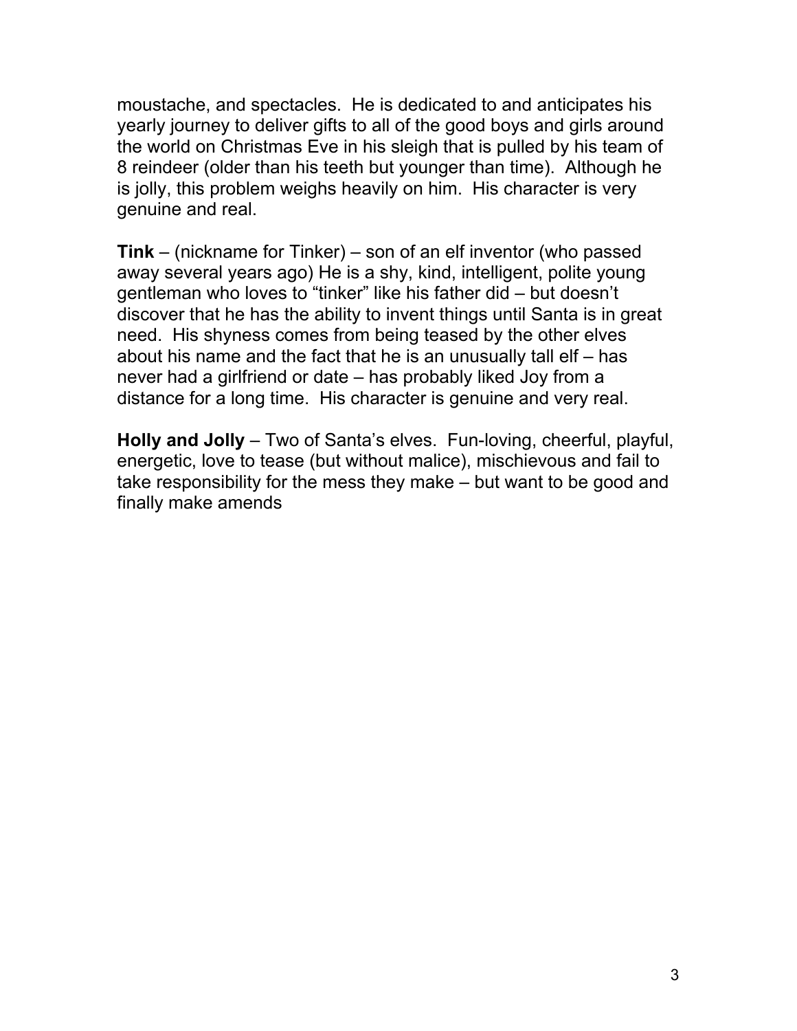moustache, and spectacles. He is dedicated to and anticipates his yearly journey to deliver gifts to all of the good boys and girls around the world on Christmas Eve in his sleigh that is pulled by his team of 8 reindeer (older than his teeth but younger than time). Although he is jolly, this problem weighs heavily on him. His character is very genuine and real.

**Tink** – (nickname for Tinker) – son of an elf inventor (who passed away several years ago) He is a shy, kind, intelligent, polite young gentleman who loves to "tinker" like his father did – but doesn't discover that he has the ability to invent things until Santa is in great need. His shyness comes from being teased by the other elves about his name and the fact that he is an unusually tall elf – has never had a girlfriend or date – has probably liked Joy from a distance for a long time. His character is genuine and very real.

**Holly and Jolly** – Two of Santa's elves. Fun-loving, cheerful, playful, energetic, love to tease (but without malice), mischievous and fail to take responsibility for the mess they make – but want to be good and finally make amends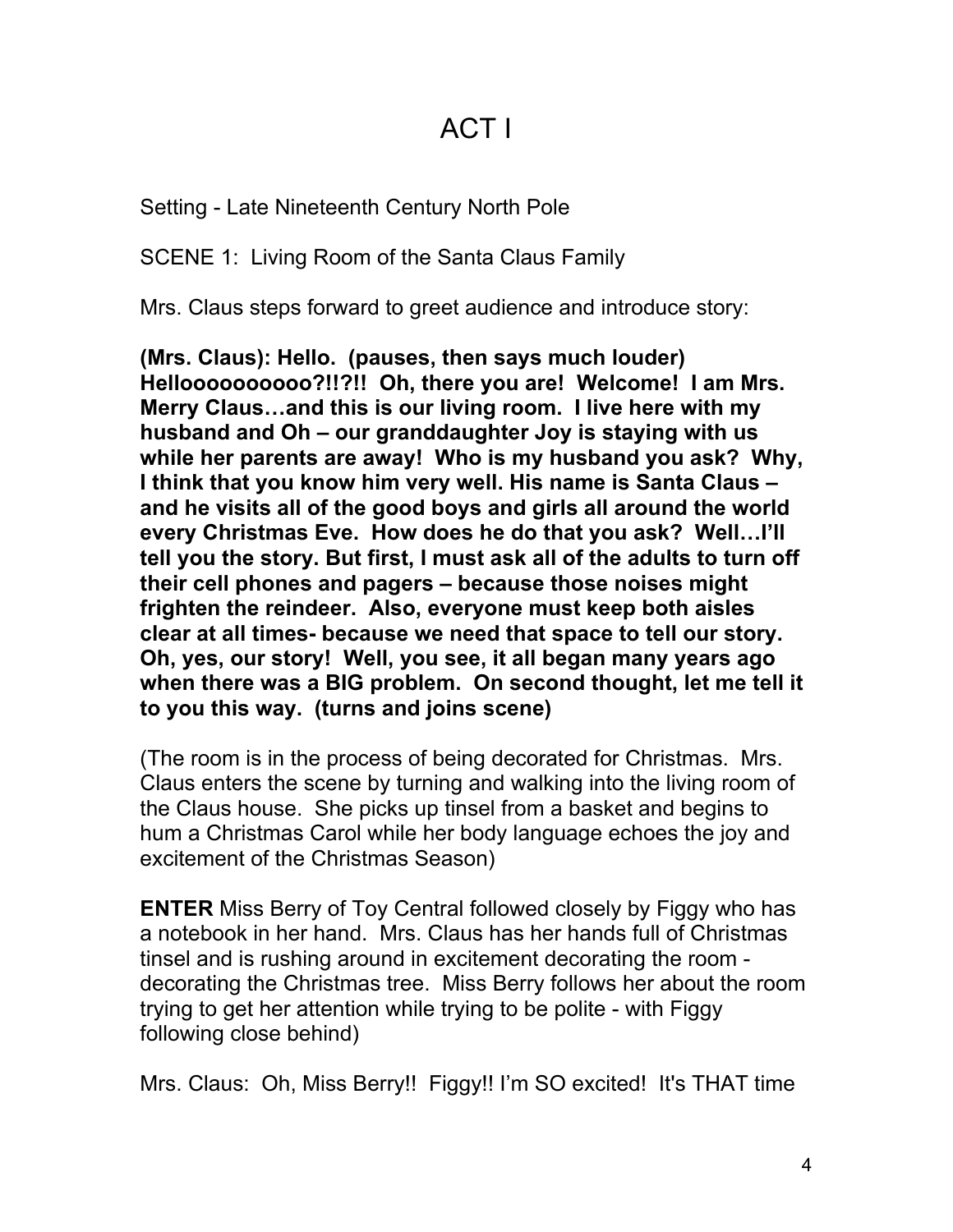# ACT I

Setting - Late Nineteenth Century North Pole

SCENE 1: Living Room of the Santa Claus Family

Mrs. Claus steps forward to greet audience and introduce story:

**(Mrs. Claus): Hello. (pauses, then says much louder) Hellooooooooooo?!!?!! Oh, there you are! Welcome! I am Mrs. Merry Claus…and this is our living room. I live here with my husband and Oh – our granddaughter Joy is staying with us while her parents are away! Who is my husband you ask? Why, I think that you know him very well. His name is Santa Claus – and he visits all of the good boys and girls all around the world every Christmas Eve. How does he do that you ask? Well…I'll tell you the story. But first, I must ask all of the adults to turn off their cell phones and pagers – because those noises might frighten the reindeer. Also, everyone must keep both aisles clear at all times- because we need that space to tell our story. Oh, yes, our story! Well, you see, it all began many years ago when there was a BIG problem. On second thought, let me tell it to you this way. (turns and joins scene)**

(The room is in the process of being decorated for Christmas. Mrs. Claus enters the scene by turning and walking into the living room of the Claus house. She picks up tinsel from a basket and begins to hum a Christmas Carol while her body language echoes the joy and excitement of the Christmas Season)

**ENTER** Miss Berry of Toy Central followed closely by Figgy who has a notebook in her hand. Mrs. Claus has her hands full of Christmas tinsel and is rushing around in excitement decorating the room - decorating the Christmas tree. Miss Berry follows her about the room trying to get her attention while trying to be polite - with Figgy following close behind)

Mrs. Claus: Oh, Miss Berry!! Figgy!! I'm SO excited! It's THAT time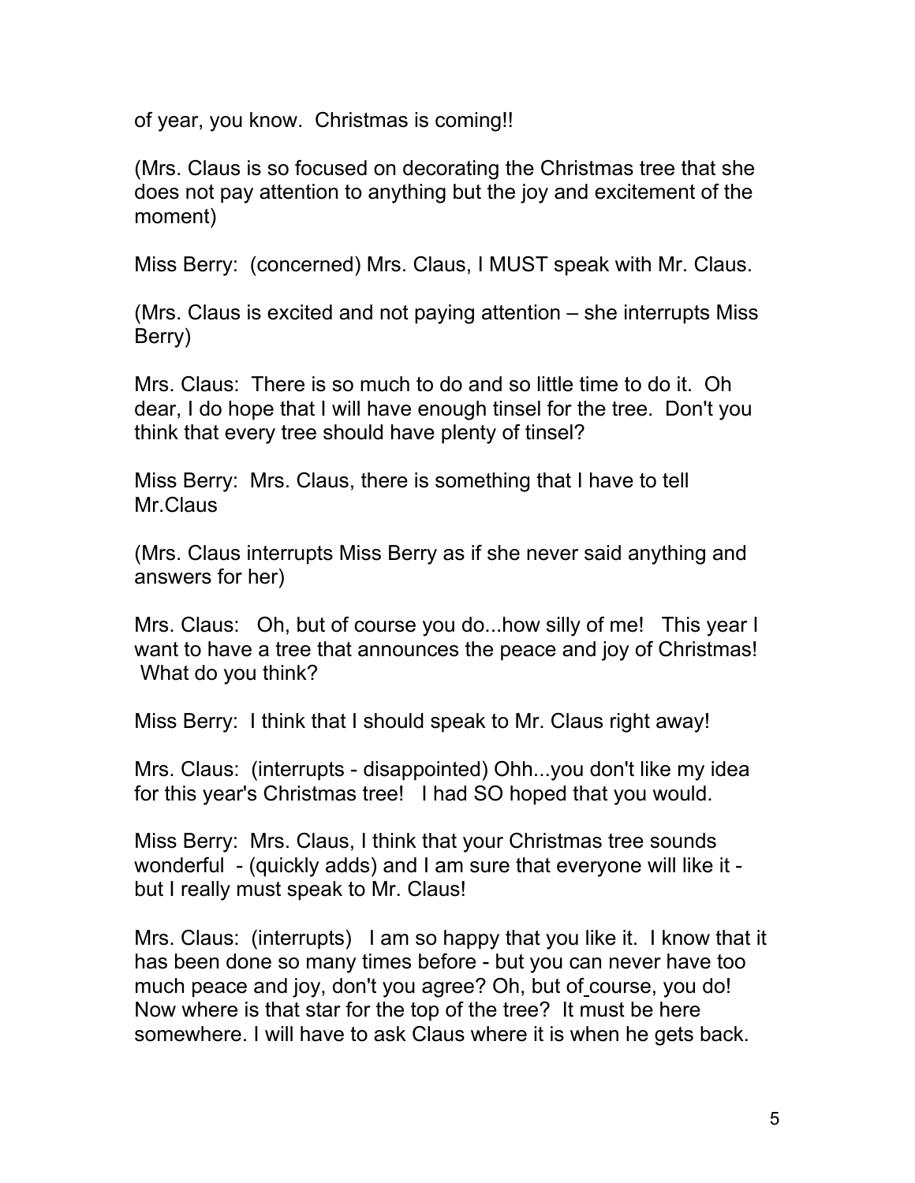of year, you know.  Christmas is coming!!

(Mrs. Claus is so focused on decorating the Christmas tree that she does not pay attention to anything but the joy and excitement of the moment)

Miss Berry:  (concerned) Mrs. Claus, I MUST speak with Mr. Claus.

(Mrs. Claus is excited and not paying attention – she interrupts Miss Berry)

Mrs. Claus:  There is so much to do and so little time to do it.  Oh dear, I do hope that I will have enough tinsel for the tree.  Don't you think that every tree should have plenty of tinsel?

Miss Berry:  Mrs. Claus, there is something that I have to tell Mr.Claus

(Mrs. Claus interrupts Miss Berry as if she never said anything and answers for her)

Mrs. Claus:   Oh, but of course you do...how silly of me!   This year I want to have a tree that announces the peace and joy of Christmas!  What do you think?

Miss Berry:  I think that I should speak to Mr. Claus right away!

Mrs. Claus:  (interrupts - disappointed) Ohh...you don't like my idea for this year's Christmas tree!   I had SO hoped that you would.

Miss Berry:  Mrs. Claus, I think that your Christmas tree sounds wonderful  - (quickly adds) and I am sure that everyone will like it - but I really must speak to Mr. Claus!

Mrs. Claus:  (interrupts)   I am so happy that you like it.  I know that it has been done so many times before - but you can never have too much peace and joy, don't you agree? Oh, but of course, you do! Now where is that star for the top of the tree?  It must be here somewhere. I will have to ask Claus where it is when he gets back.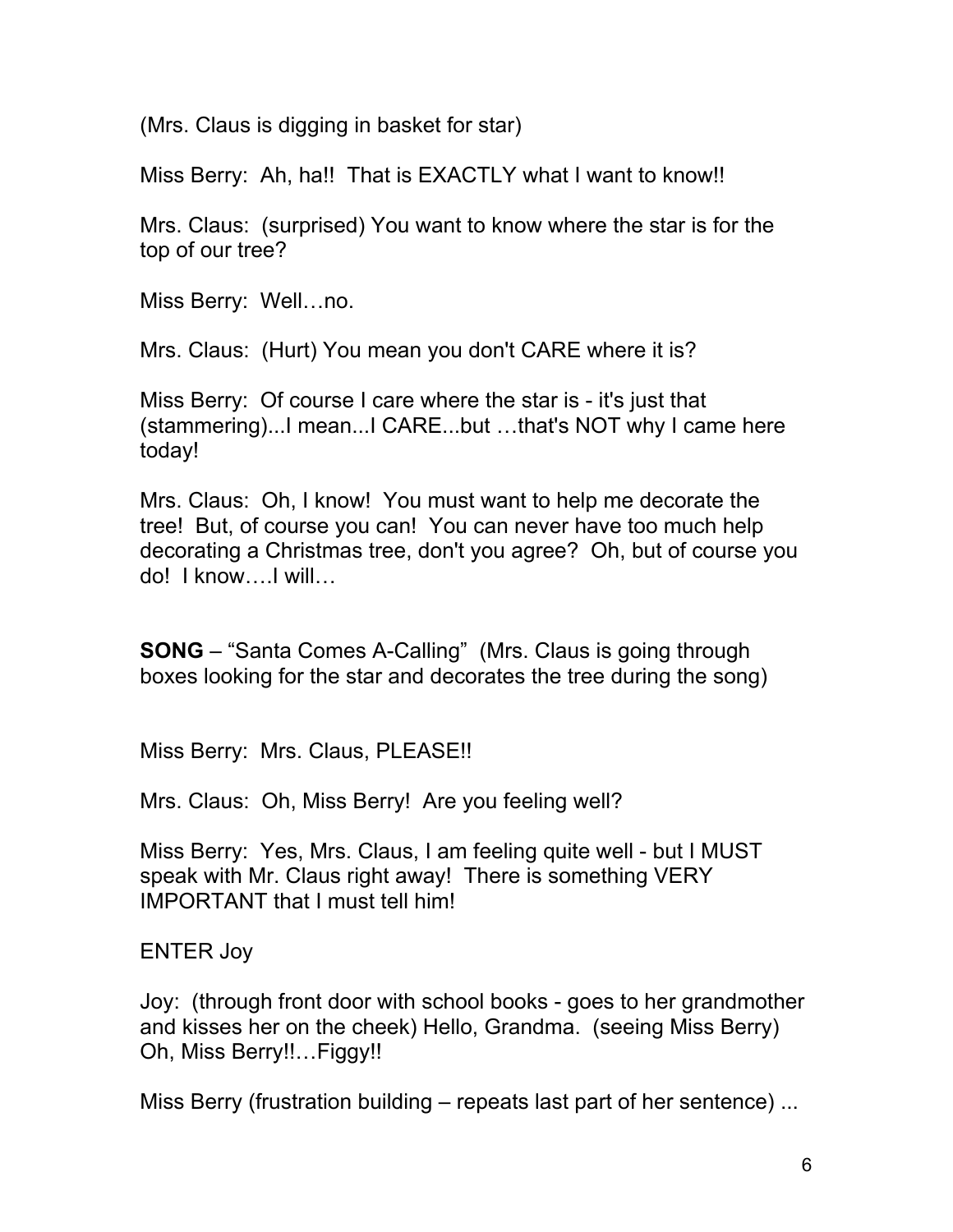(Mrs. Claus is digging in basket for star)

Miss Berry: Ah, ha!! That is EXACTLY what I want to know!!

Mrs. Claus: (surprised) You want to know where the star is for the top of our tree?

Miss Berry: Well…no.

Mrs. Claus: (Hurt) You mean you don't CARE where it is?

Miss Berry: Of course I care where the star is - it's just that (stammering)...I mean...I CARE...but …that's NOT why I came here today!

Mrs. Claus: Oh, I know! You must want to help me decorate the tree! But, of course you can! You can never have too much help decorating a Christmas tree, don't you agree? Oh, but of course you do! I know….I will…

**SONG** – "Santa Comes A-Calling" (Mrs. Claus is going through boxes looking for the star and decorates the tree during the song)

Miss Berry: Mrs. Claus, PLEASE!!

Mrs. Claus: Oh, Miss Berry! Are you feeling well?

Miss Berry: Yes, Mrs. Claus, I am feeling quite well - but I MUST speak with Mr. Claus right away! There is something VERY IMPORTANT that I must tell him!

ENTER Joy

Joy: (through front door with school books - goes to her grandmother and kisses her on the cheek) Hello, Grandma. (seeing Miss Berry) Oh, Miss Berry!!…Figgy!!

Miss Berry (frustration building – repeats last part of her sentence) ...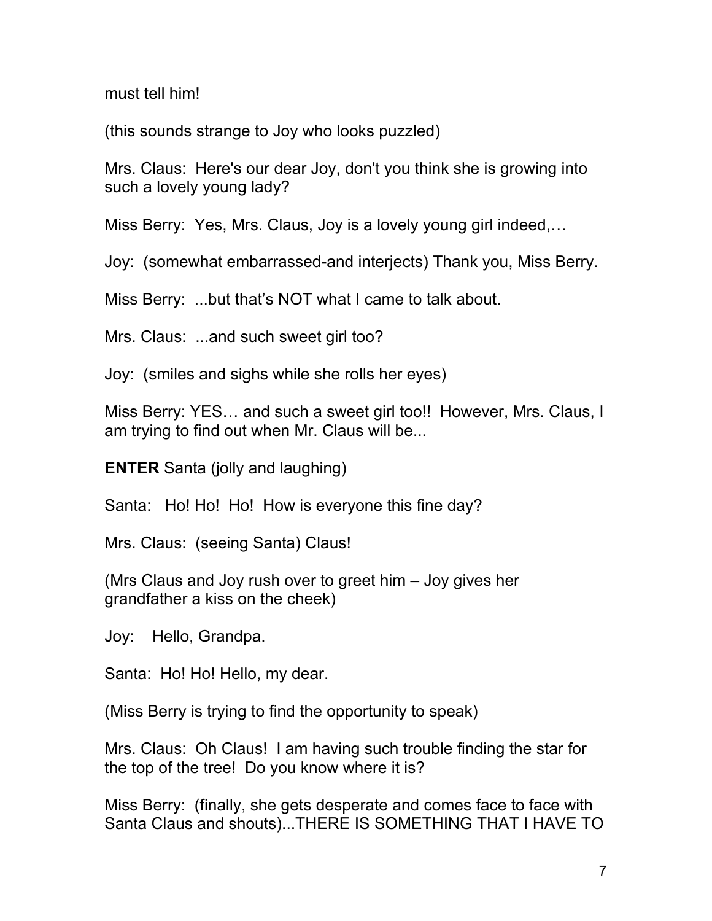must tell him!

(this sounds strange to Joy who looks puzzled)

Mrs. Claus: Here's our dear Joy, don't you think she is growing into such a lovely young lady?

Miss Berry: Yes, Mrs. Claus, Joy is a lovely young girl indeed,…

Joy: (somewhat embarrassed-and interjects) Thank you, Miss Berry.

Miss Berry: ...but that's NOT what I came to talk about.

Mrs. Claus: ...and such sweet girl too?

Joy: (smiles and sighs while she rolls her eyes)

Miss Berry: YES… and such a sweet girl too!! However, Mrs. Claus, I am trying to find out when Mr. Claus will be...

**ENTER** Santa (jolly and laughing)

Santa: Ho! Ho! Ho! How is everyone this fine day?

Mrs. Claus: (seeing Santa) Claus!

(Mrs Claus and Joy rush over to greet him – Joy gives her grandfather a kiss on the cheek)

Joy: Hello, Grandpa.

Santa: Ho! Ho! Hello, my dear.

(Miss Berry is trying to find the opportunity to speak)

Mrs. Claus: Oh Claus! I am having such trouble finding the star for the top of the tree! Do you know where it is?

Miss Berry: (finally, she gets desperate and comes face to face with Santa Claus and shouts)...THERE IS SOMETHING THAT I HAVE TO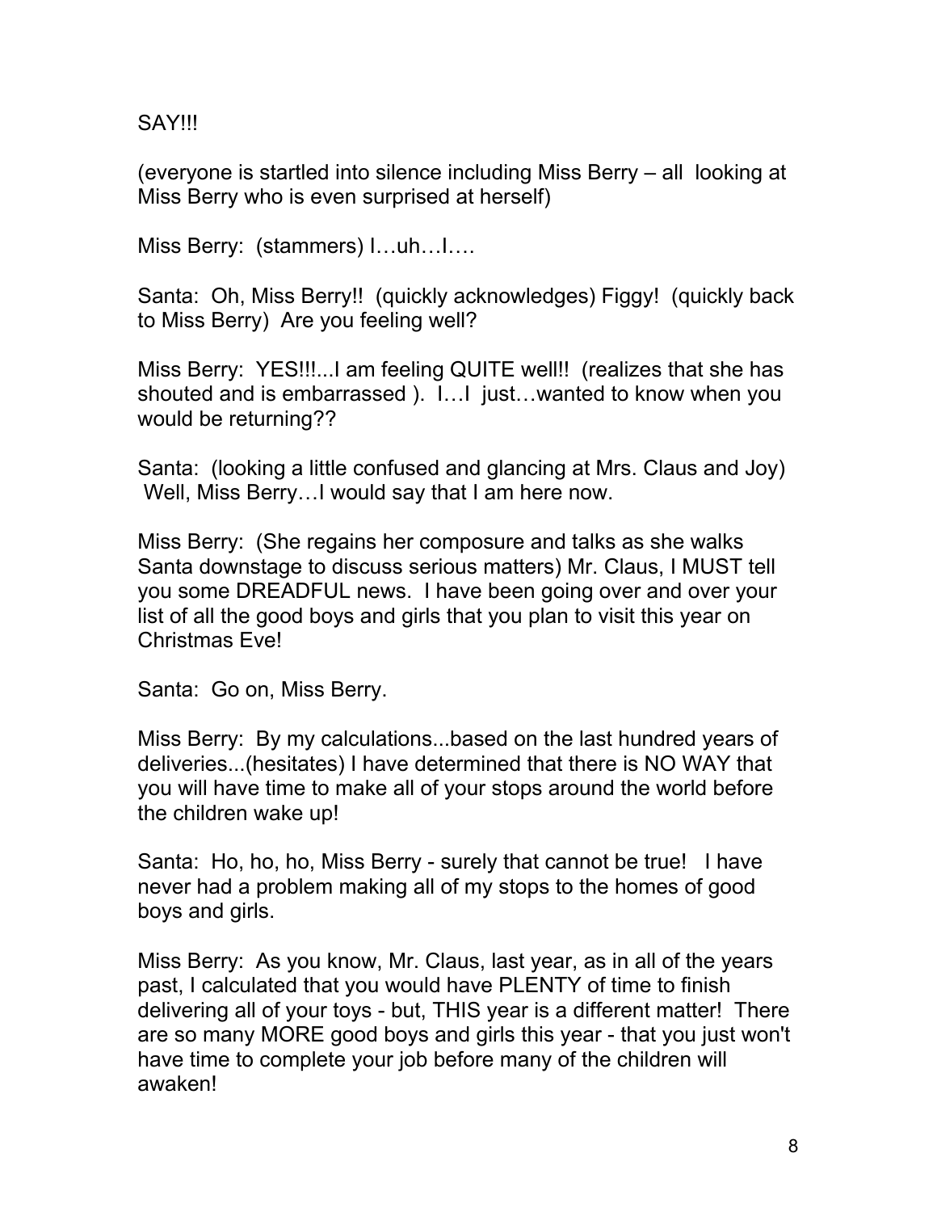SAY!!!

(everyone is startled into silence including Miss Berry – all looking at Miss Berry who is even surprised at herself)

Miss Berry: (stammers) I…uh…I….

Santa: Oh, Miss Berry!! (quickly acknowledges) Figgy! (quickly back to Miss Berry) Are you feeling well?

Miss Berry: YES!!!...I am feeling QUITE well!! (realizes that she has shouted and is embarrassed ). I…I just…wanted to know when you would be returning??

Santa: (looking a little confused and glancing at Mrs. Claus and Joy) Well, Miss Berry…I would say that I am here now.

Miss Berry: (She regains her composure and talks as she walks Santa downstage to discuss serious matters) Mr. Claus, I MUST tell you some DREADFUL news. I have been going over and over your list of all the good boys and girls that you plan to visit this year on Christmas Eve!

Santa: Go on, Miss Berry.

Miss Berry: By my calculations...based on the last hundred years of deliveries...(hesitates) I have determined that there is NO WAY that you will have time to make all of your stops around the world before the children wake up!

Santa: Ho, ho, ho, Miss Berry - surely that cannot be true! I have never had a problem making all of my stops to the homes of good boys and girls.

Miss Berry: As you know, Mr. Claus, last year, as in all of the years past, I calculated that you would have PLENTY of time to finish delivering all of your toys - but, THIS year is a different matter! There are so many MORE good boys and girls this year - that you just won't have time to complete your job before many of the children will awaken!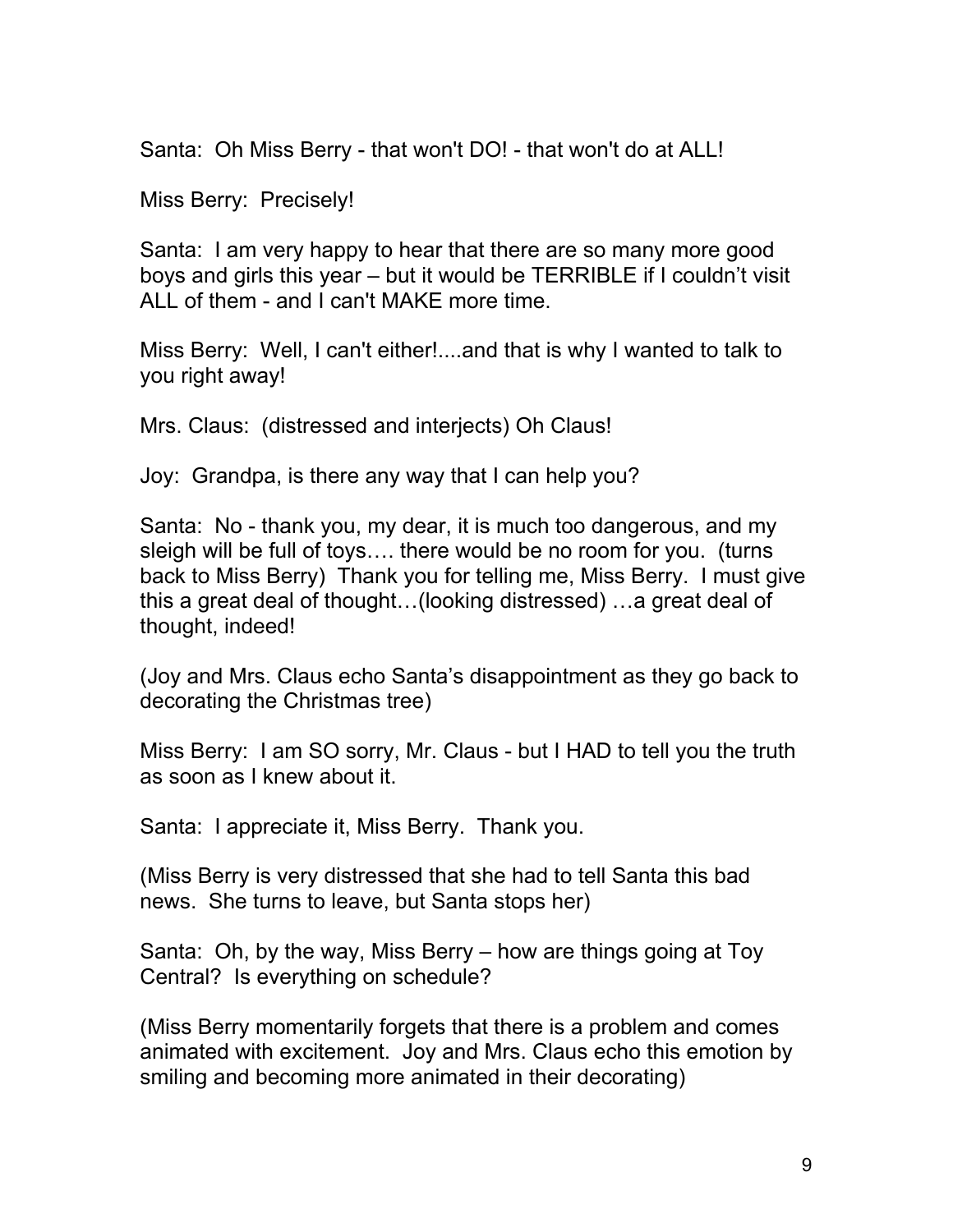Santa: Oh Miss Berry - that won't DO! - that won't do at ALL!

Miss Berry: Precisely!

Santa: I am very happy to hear that there are so many more good boys and girls this year – but it would be TERRIBLE if I couldn't visit ALL of them - and I can't MAKE more time.

Miss Berry: Well, I can't either!....and that is why I wanted to talk to you right away!

Mrs. Claus: (distressed and interjects) Oh Claus!

Joy: Grandpa, is there any way that I can help you?

Santa: No - thank you, my dear, it is much too dangerous, and my sleigh will be full of toys…. there would be no room for you. (turns back to Miss Berry) Thank you for telling me, Miss Berry. I must give this a great deal of thought…(looking distressed) …a great deal of thought, indeed!

(Joy and Mrs. Claus echo Santa's disappointment as they go back to decorating the Christmas tree)

Miss Berry: I am SO sorry, Mr. Claus - but I HAD to tell you the truth as soon as I knew about it.

Santa: I appreciate it, Miss Berry. Thank you.

(Miss Berry is very distressed that she had to tell Santa this bad news. She turns to leave, but Santa stops her)

Santa: Oh, by the way, Miss Berry – how are things going at Toy Central? Is everything on schedule?

(Miss Berry momentarily forgets that there is a problem and comes animated with excitement. Joy and Mrs. Claus echo this emotion by smiling and becoming more animated in their decorating)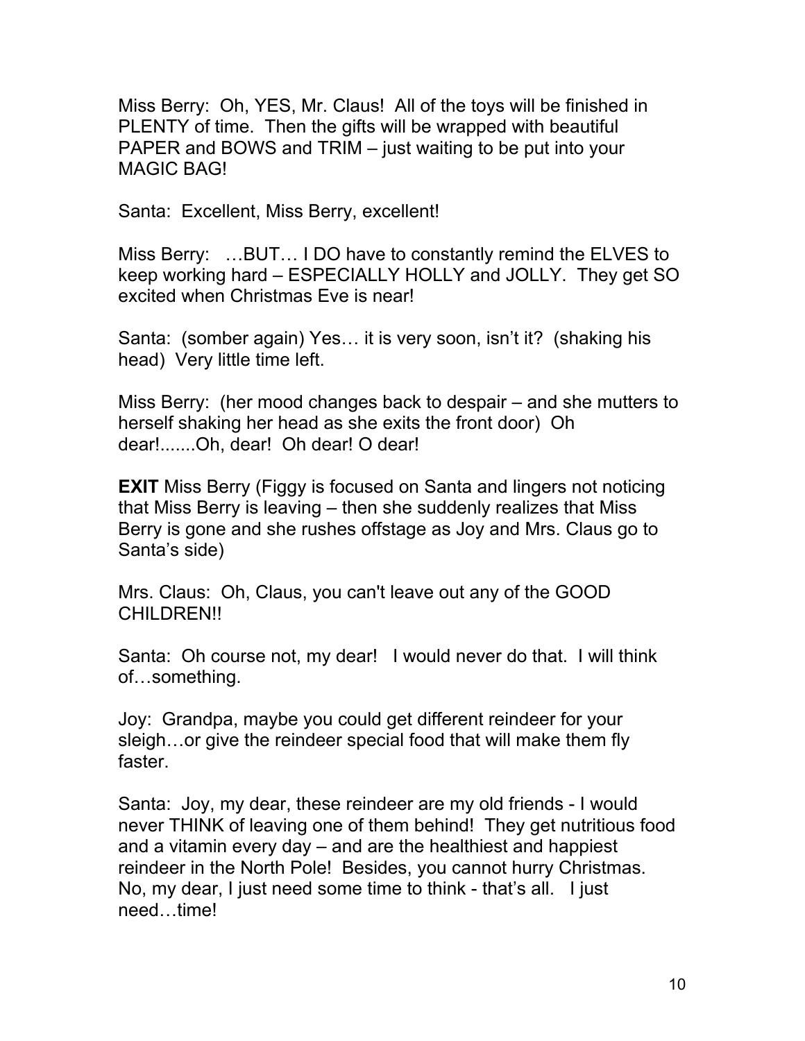Miss Berry: Oh, YES, Mr. Claus! All of the toys will be finished in PLENTY of time. Then the gifts will be wrapped with beautiful PAPER and BOWS and TRIM – just waiting to be put into your MAGIC BAG!

Santa: Excellent, Miss Berry, excellent!

Miss Berry: …BUT… I DO have to constantly remind the ELVES to keep working hard – ESPECIALLY HOLLY and JOLLY. They get SO excited when Christmas Eve is near!

Santa: (somber again) Yes… it is very soon, isn't it? (shaking his head) Very little time left.

Miss Berry: (her mood changes back to despair – and she mutters to herself shaking her head as she exits the front door) Oh dear!.......Oh, dear! Oh dear! O dear!

**EXIT** Miss Berry (Figgy is focused on Santa and lingers not noticing that Miss Berry is leaving – then she suddenly realizes that Miss Berry is gone and she rushes offstage as Joy and Mrs. Claus go to Santa's side)

Mrs. Claus: Oh, Claus, you can't leave out any of the GOOD CHILDREN!!

Santa: Oh course not, my dear! I would never do that. I will think of…something.

Joy: Grandpa, maybe you could get different reindeer for your sleigh…or give the reindeer special food that will make them fly faster.

Santa: Joy, my dear, these reindeer are my old friends - I would never THINK of leaving one of them behind! They get nutritious food and a vitamin every day – and are the healthiest and happiest reindeer in the North Pole! Besides, you cannot hurry Christmas. No, my dear, I just need some time to think - that's all. I just need…time!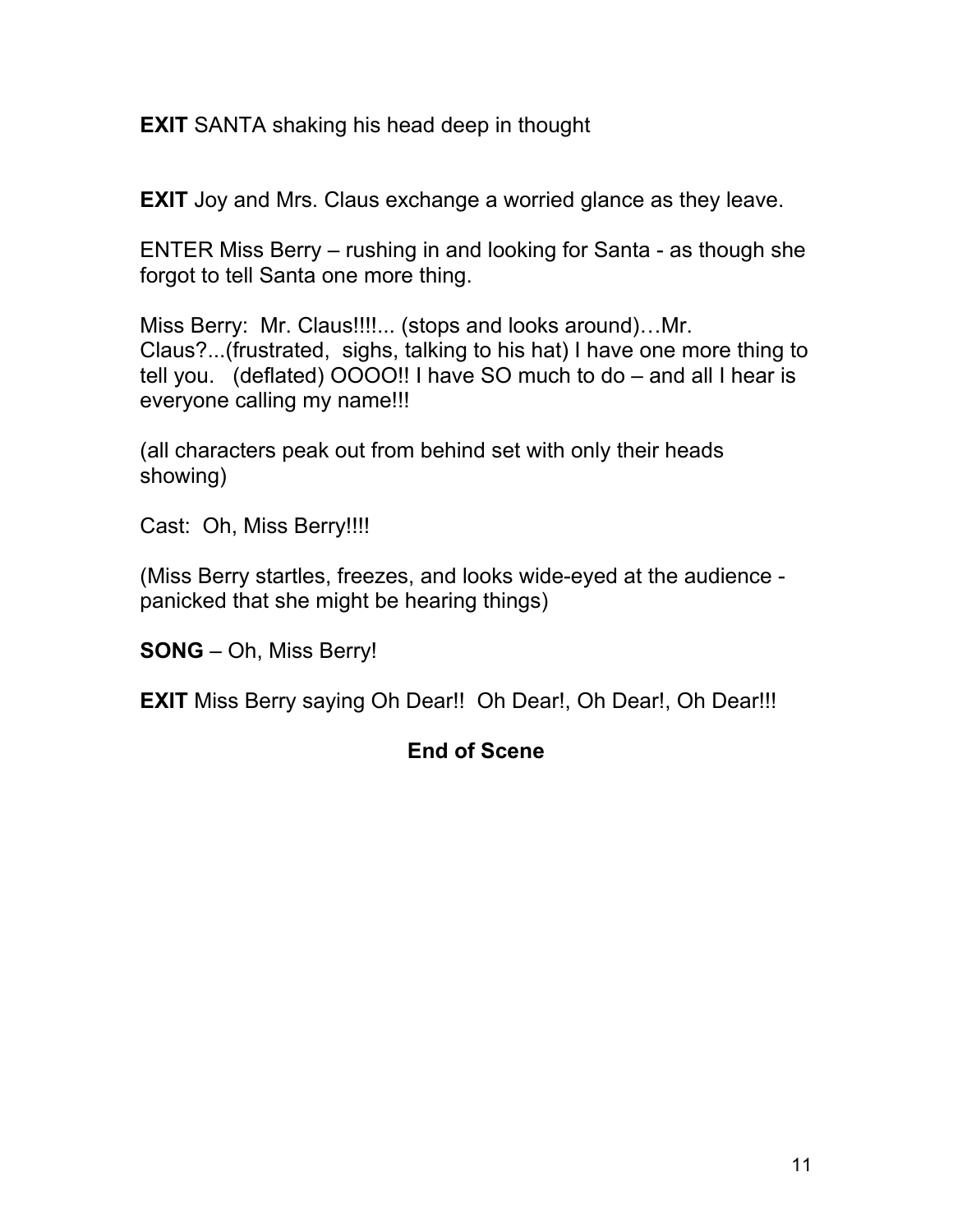**EXIT** SANTA shaking his head deep in thought

**EXIT** Joy and Mrs. Claus exchange a worried glance as they leave.

ENTER Miss Berry – rushing in and looking for Santa - as though she forgot to tell Santa one more thing.

Miss Berry: Mr. Claus!!!!... (stops and looks around)…Mr. Claus?...(frustrated, sighs, talking to his hat) I have one more thing to tell you. (deflated) OOOO!! I have SO much to do – and all I hear is everyone calling my name!!!

(all characters peak out from behind set with only their heads showing)

Cast: Oh, Miss Berry!!!!

(Miss Berry startles, freezes, and looks wide-eyed at the audience - panicked that she might be hearing things)

**SONG** – Oh, Miss Berry!

**EXIT** Miss Berry saying Oh Dear!! Oh Dear!, Oh Dear!, Oh Dear!!!

**End of Scene**